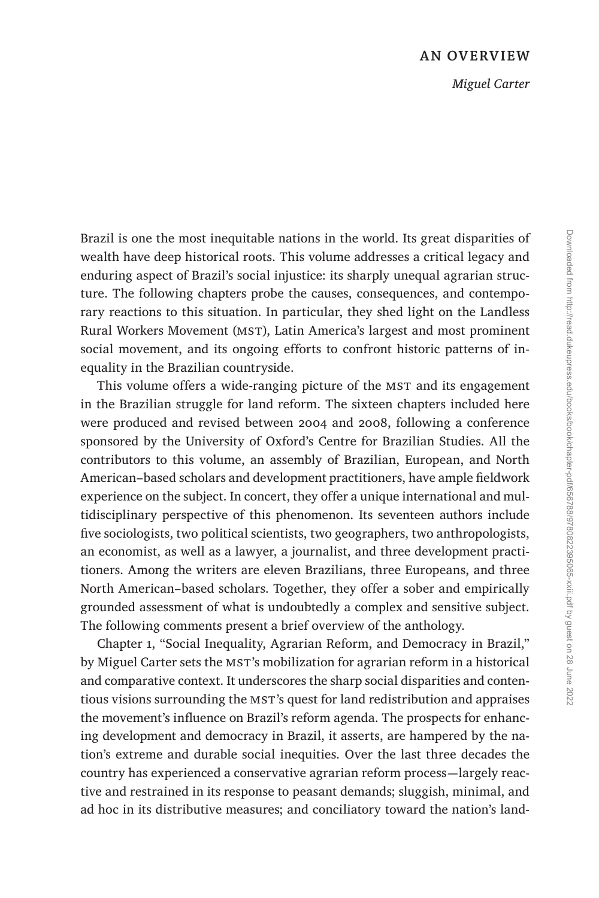# AN OVERVIEW

*Miguel Carter*

Brazil is one the most inequitable nations in the world. Its great disparities of wealth have deep historical roots. This volume addresses a critical legacy and enduring aspect of Brazil's social injustice: its sharply unequal agrarian structure. The following chapters probe the causes, consequences, and contemporary reactions to this situation. In particular, they shed light on the Landless Rural Workers Movement (MST), Latin America's largest and most prominent social movement, and its ongoing efforts to confront historic patterns of inequality in the Brazilian countryside.

This volume offers a wide-ranging picture of the MST and its engagement in the Brazilian struggle for land reform. The sixteen chapters included here were produced and revised between 2004 and 2008, following a conference sponsored by the University of Oxford's Centre for Brazilian Studies. All the contributors to this volume, an assembly of Brazilian, European, and North American–based scholars and development practitioners, have ample fieldwork experience on the subject. In concert, they offer a unique international and multidisciplinary perspective of this phenomenon. Its seventeen authors include five sociologists, two political scientists, two geographers, two anthropologists, an economist, as well as a lawyer, a journalist, and three development practitioners. Among the writers are eleven Brazilians, three Europeans, and three North American–based scholars. Together, they offer a sober and empirically grounded assessment of what is undoubtedly a complex and sensitive subject. The following comments present a brief overview of the anthology.

Chapter 1, "Social Inequality, Agrarian Reform, and Democracy in Brazil," by Miguel Carter sets the MST's mobilization for agrarian reform in a historical and comparative context. It underscores the sharp social disparities and contentious visions surrounding the MST's quest for land redistribution and appraises the movement's influence on Brazil's reform agenda. The prospects for enhancing development and democracy in Brazil, it asserts, are hampered by the nation's extreme and durable social inequities. Over the last three decades the country has experienced a conservative agrarian reform process—largely reactive and restrained in its response to peasant demands; sluggish, minimal, and ad hoc in its distributive measures; and conciliatory toward the nation's land-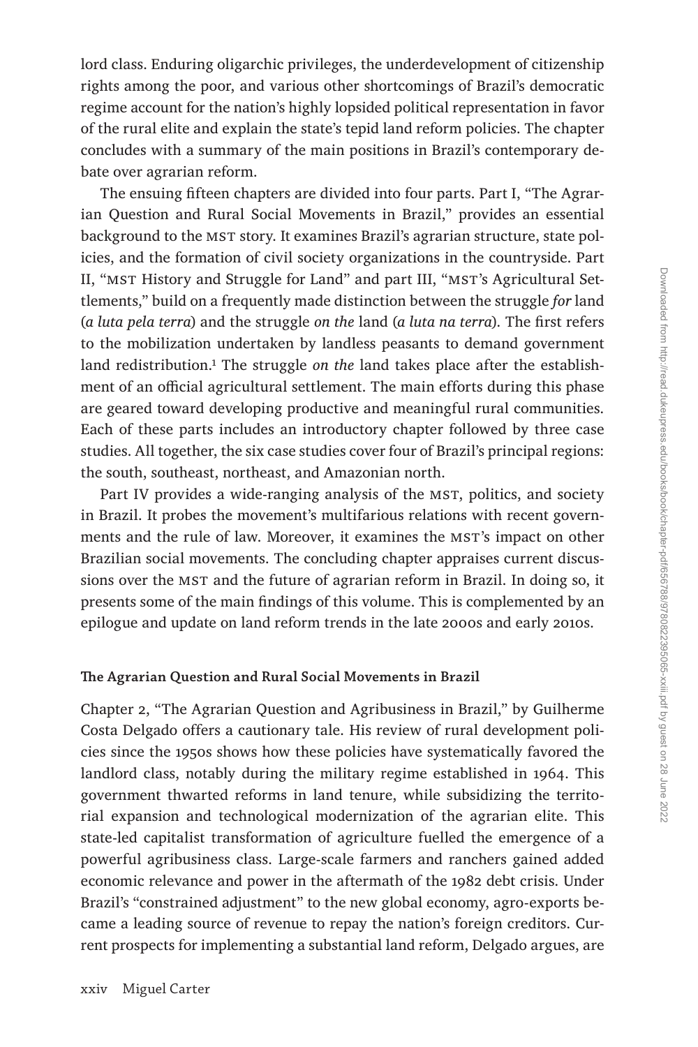lord class. Enduring oligarchic privileges, the underdevelopment of citizenship rights among the poor, and various other shortcomings of Brazil's democratic regime account for the nation's highly lopsided political representation in favor of the rural elite and explain the state's tepid land reform policies. The chapter concludes with a summary of the main positions in Brazil's contemporary debate over agrarian reform.

The ensuing fifteen chapters are divided into four parts. Part I, "The Agrarian Question and Rural Social Movements in Brazil," provides an essential background to the MST story. It examines Brazil's agrarian structure, state policies, and the formation of civil society organizations in the countryside. Part II, "MST History and Struggle for Land" and part III, "MST's Agricultural Settlements," build on a frequently made distinction between the struggle *for* land (*a luta pela terra*) and the struggle *on the* land (*a luta na terra*). The first refers to the mobilization undertaken by landless peasants to demand government land redistribution.[1] The struggle *on the* land takes place after the establishment of an official agricultural settlement. The main efforts during this phase are geared toward developing productive and meaningful rural communities. Each of these parts includes an introductory chapter followed by three case studies. All together, the six case studies cover four of Brazil's principal regions: the south, southeast, northeast, and Amazonian north.

Part IV provides a wide-ranging analysis of the MST, politics, and society in Brazil. It probes the movement's multifarious relations with recent governments and the rule of law. Moreover, it examines the MST's impact on other Brazilian social movements. The concluding chapter appraises current discussions over the MST and the future of agrarian reform in Brazil. In doing so, it presents some of the main findings of this volume. This is complemented by an epilogue and update on land reform trends in the late 2000s and early 2010s.

### The Agrarian Question and Rural Social Movements in Brazil

Chapter 2, "The Agrarian Question and Agribusiness in Brazil," by Guilherme Costa Delgado offers a cautionary tale. His review of rural development policies since the 1950s shows how these policies have systematically favored the landlord class, notably during the military regime established in 1964. This government thwarted reforms in land tenure, while subsidizing the territorial expansion and technological modernization of the agrarian elite. This state-led capitalist transformation of agriculture fuelled the emergence of a powerful agribusiness class. Large-scale farmers and ranchers gained added economic relevance and power in the aftermath of the 1982 debt crisis. Under Brazil's "constrained adjustment" to the new global economy, agro-exports became a leading source of revenue to repay the nation's foreign creditors. Current prospects for implementing a substantial land reform, Delgado argues, are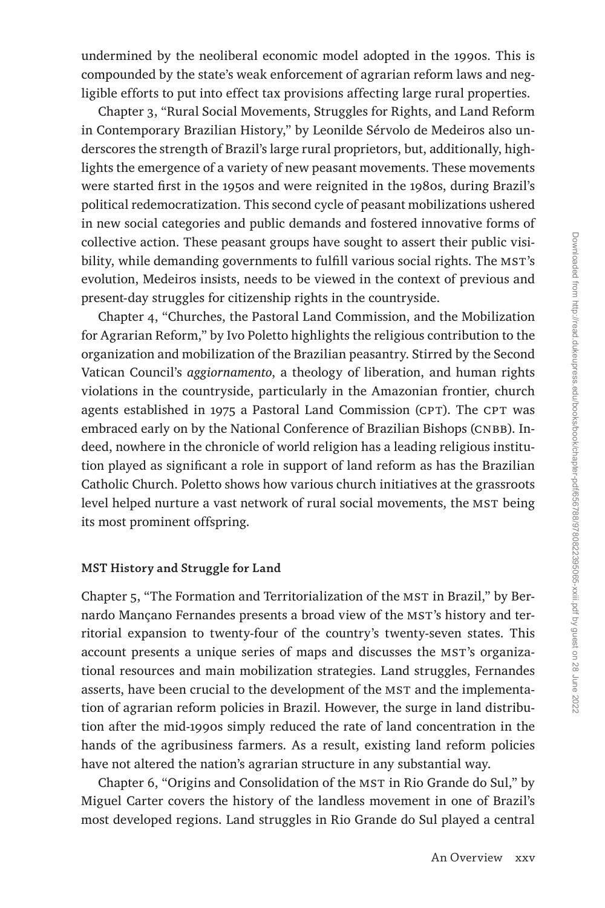undermined by the neoliberal economic model adopted in the 1990s. This is compounded by the state's weak enforcement of agrarian reform laws and negligible efforts to put into effect tax provisions affecting large rural properties.

Chapter 3, "Rural Social Movements, Struggles for Rights, and Land Reform in Contemporary Brazilian History," by Leonilde Sérvolo de Medeiros also underscores the strength of Brazil's large rural proprietors, but, additionally, highlights the emergence of a variety of new peasant movements. These movements were started first in the 1950s and were reignited in the 1980s, during Brazil's political redemocratization. This second cycle of peasant mobilizations ushered in new social categories and public demands and fostered innovative forms of collective action. These peasant groups have sought to assert their public visibility, while demanding governments to fulfill various social rights. The MST's evolution, Medeiros insists, needs to be viewed in the context of previous and present-day struggles for citizenship rights in the countryside.

Chapter 4, "Churches, the Pastoral Land Commission, and the Mobilization for Agrarian Reform," by Ivo Poletto highlights the religious contribution to the organization and mobilization of the Brazilian peasantry. Stirred by the Second Vatican Council's *aggiornamento*, a theology of liberation, and human rights violations in the countryside, particularly in the Amazonian frontier, church agents established in 1975 a Pastoral Land Commission (CPT). The CPT was embraced early on by the National Conference of Brazilian Bishops (CNBB). Indeed, nowhere in the chronicle of world religion has a leading religious institution played as significant a role in support of land reform as has the Brazilian Catholic Church. Poletto shows how various church initiatives at the grassroots level helped nurture a vast network of rural social movements, the MST being its most prominent offspring.

**MST History and Struggle for Land**

Chapter 5, "The Formation and Territorialization of the MST in Brazil," by Bernardo Mançano Fernandes presents a broad view of the MST's history and territorial expansion to twenty-four of the country's twenty-seven states. This account presents a unique series of maps and discusses the MST's organizational resources and main mobilization strategies. Land struggles, Fernandes asserts, have been crucial to the development of the MST and the implementation of agrarian reform policies in Brazil. However, the surge in land distribution after the mid-1990s simply reduced the rate of land concentration in the hands of the agribusiness farmers. As a result, existing land reform policies have not altered the nation's agrarian structure in any substantial way.

Chapter 6, "Origins and Consolidation of the MST in Rio Grande do Sul," by Miguel Carter covers the history of the landless movement in one of Brazil's most developed regions. Land struggles in Rio Grande do Sul played a central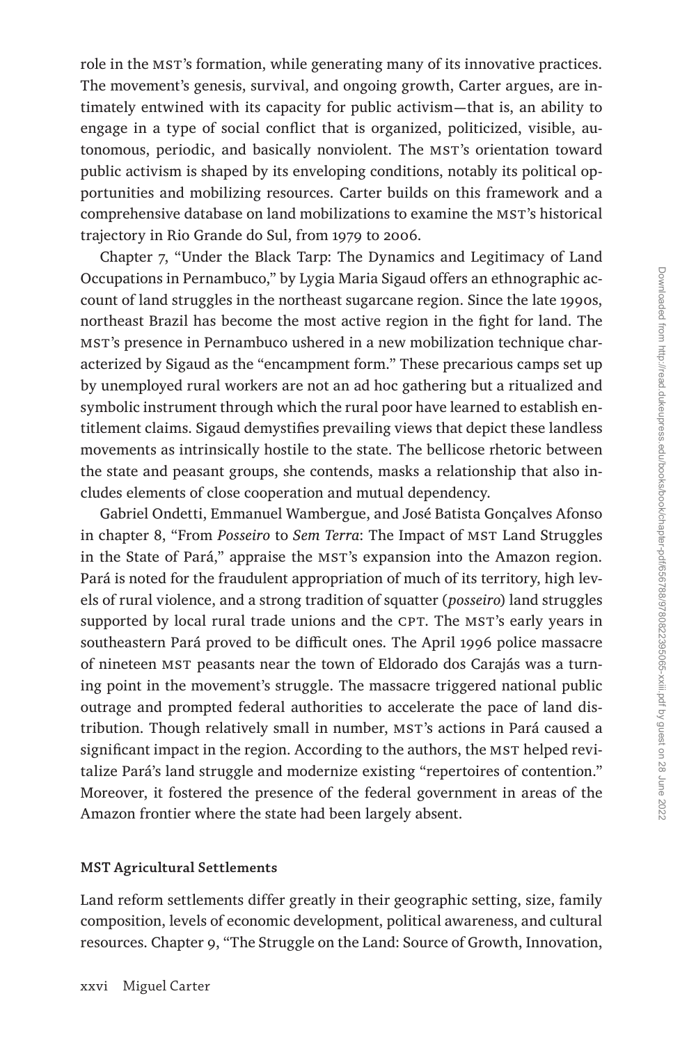role in the MST's formation, while generating many of its innovative practices. The movement's genesis, survival, and ongoing growth, Carter argues, are intimately entwined with its capacity for public activism—that is, an ability to engage in a type of social conflict that is organized, politicized, visible, autonomous, periodic, and basically nonviolent. The MST's orientation toward public activism is shaped by its enveloping conditions, notably its political opportunities and mobilizing resources. Carter builds on this framework and a comprehensive database on land mobilizations to examine the MST's historical trajectory in Rio Grande do Sul, from 1979 to 2006.

Chapter 7, "Under the Black Tarp: The Dynamics and Legitimacy of Land Occupations in Pernambuco," by Lygia Maria Sigaud offers an ethnographic account of land struggles in the northeast sugarcane region. Since the late 1990s, northeast Brazil has become the most active region in the fight for land. The MST's presence in Pernambuco ushered in a new mobilization technique characterized by Sigaud as the "encampment form." These precarious camps set up by unemployed rural workers are not an ad hoc gathering but a ritualized and symbolic instrument through which the rural poor have learned to establish entitlement claims. Sigaud demystifies prevailing views that depict these landless movements as intrinsically hostile to the state. The bellicose rhetoric between the state and peasant groups, she contends, masks a relationship that also includes elements of close cooperation and mutual dependency.

Gabriel Ondetti, Emmanuel Wambergue, and José Batista Gonçalves Afonso in chapter 8, "From *Posseiro* to *Sem Terra*: The Impact of MST Land Struggles in the State of Pará," appraise the MST's expansion into the Amazon region. Pará is noted for the fraudulent appropriation of much of its territory, high levels of rural violence, and a strong tradition of squatter (*posseiro*) land struggles supported by local rural trade unions and the CPT. The MST's early years in southeastern Pará proved to be difficult ones. The April 1996 police massacre of nineteen MST peasants near the town of Eldorado dos Carajás was a turning point in the movement's struggle. The massacre triggered national public outrage and prompted federal authorities to accelerate the pace of land distribution. Though relatively small in number, MST's actions in Pará caused a significant impact in the region. According to the authors, the MST helped revitalize Pará's land struggle and modernize existing "repertoires of contention." Moreover, it fostered the presence of the federal government in areas of the Amazon frontier where the state had been largely absent.

### MST Agricultural Settlements

Land reform settlements differ greatly in their geographic setting, size, family composition, levels of economic development, political awareness, and cultural resources. Chapter 9, "The Struggle on the Land: Source of Growth, Innovation,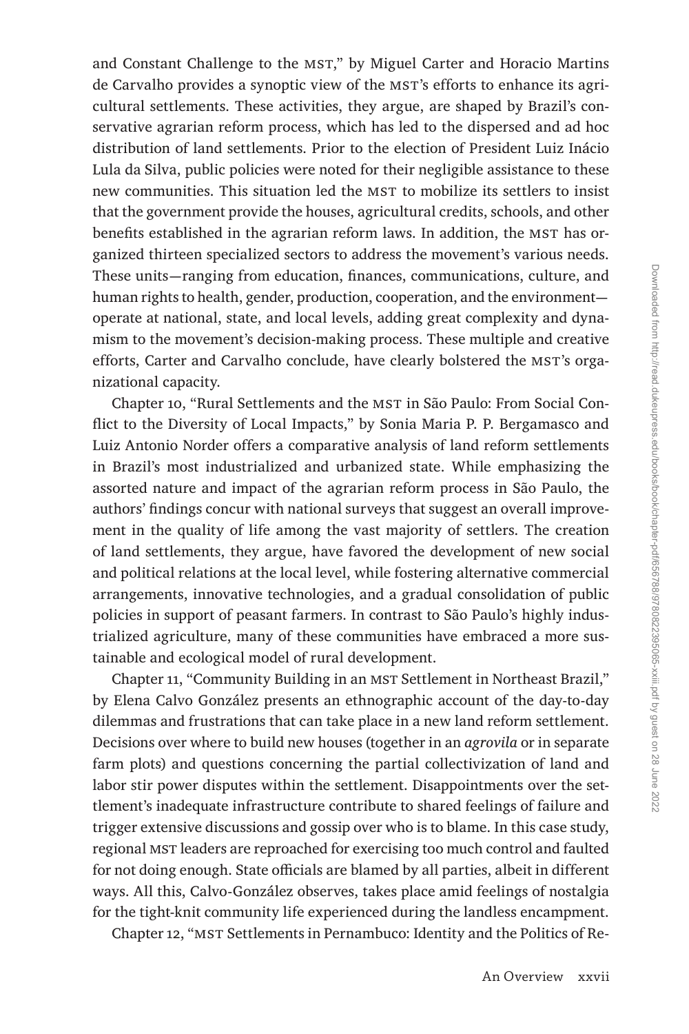and Constant Challenge to the MST," by Miguel Carter and Horacio Martins de Carvalho provides a synoptic view of the MST's efforts to enhance its agricultural settlements. These activities, they argue, are shaped by Brazil's conservative agrarian reform process, which has led to the dispersed and ad hoc distribution of land settlements. Prior to the election of President Luiz Inácio Lula da Silva, public policies were noted for their negligible assistance to these new communities. This situation led the MST to mobilize its settlers to insist that the government provide the houses, agricultural credits, schools, and other benefits established in the agrarian reform laws. In addition, the MST has organized thirteen specialized sectors to address the movement's various needs. These units—ranging from education, finances, communications, culture, and human rights to health, gender, production, cooperation, and the environment—operate at national, state, and local levels, adding great complexity and dynamism to the movement's decision-making process. These multiple and creative efforts, Carter and Carvalho conclude, have clearly bolstered the MST's organizational capacity.

Chapter 10, "Rural Settlements and the MST in São Paulo: From Social Conflict to the Diversity of Local Impacts," by Sonia Maria P. P. Bergamasco and Luiz Antonio Norder offers a comparative analysis of land reform settlements in Brazil's most industrialized and urbanized state. While emphasizing the assorted nature and impact of the agrarian reform process in São Paulo, the authors' findings concur with national surveys that suggest an overall improvement in the quality of life among the vast majority of settlers. The creation of land settlements, they argue, have favored the development of new social and political relations at the local level, while fostering alternative commercial arrangements, innovative technologies, and a gradual consolidation of public policies in support of peasant farmers. In contrast to São Paulo's highly industrialized agriculture, many of these communities have embraced a more sustainable and ecological model of rural development.

Chapter 11, "Community Building in an MST Settlement in Northeast Brazil," by Elena Calvo González presents an ethnographic account of the day-to-day dilemmas and frustrations that can take place in a new land reform settlement. Decisions over where to build new houses (together in an *agrovila* or in separate farm plots) and questions concerning the partial collectivization of land and labor stir power disputes within the settlement. Disappointments over the settlement's inadequate infrastructure contribute to shared feelings of failure and trigger extensive discussions and gossip over who is to blame. In this case study, regional MST leaders are reproached for exercising too much control and faulted for not doing enough. State officials are blamed by all parties, albeit in different ways. All this, Calvo-González observes, takes place amid feelings of nostalgia for the tight-knit community life experienced during the landless encampment.

Chapter 12, "MST Settlements in Pernambuco: Identity and the Politics of Re-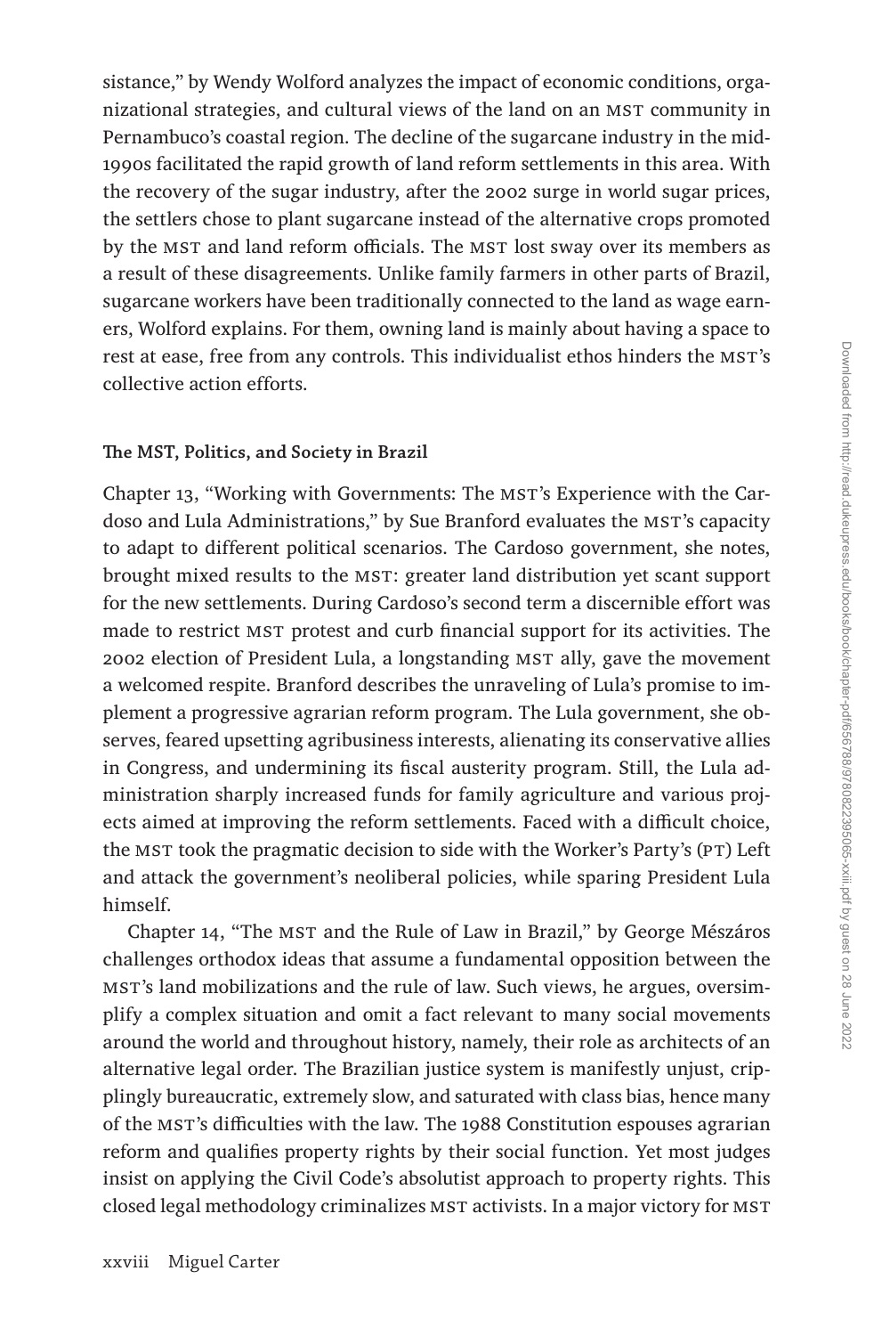sistance," by Wendy Wolford analyzes the impact of economic conditions, organizational strategies, and cultural views of the land on an MST community in Pernambuco's coastal region. The decline of the sugarcane industry in the mid-1990s facilitated the rapid growth of land reform settlements in this area. With the recovery of the sugar industry, after the 2002 surge in world sugar prices, the settlers chose to plant sugarcane instead of the alternative crops promoted by the MST and land reform officials. The MST lost sway over its members as a result of these disagreements. Unlike family farmers in other parts of Brazil, sugarcane workers have been traditionally connected to the land as wage earners, Wolford explains. For them, owning land is mainly about having a space to rest at ease, free from any controls. This individualist ethos hinders the MST's collective action efforts.

### The MST, Politics, and Society in Brazil

Chapter 13, "Working with Governments: The MST's Experience with the Cardoso and Lula Administrations," by Sue Branford evaluates the MST's capacity to adapt to different political scenarios. The Cardoso government, she notes, brought mixed results to the MST: greater land distribution yet scant support for the new settlements. During Cardoso's second term a discernible effort was made to restrict MST protest and curb financial support for its activities. The 2002 election of President Lula, a longstanding MST ally, gave the movement a welcomed respite. Branford describes the unraveling of Lula's promise to implement a progressive agrarian reform program. The Lula government, she observes, feared upsetting agribusiness interests, alienating its conservative allies in Congress, and undermining its fiscal austerity program. Still, the Lula administration sharply increased funds for family agriculture and various projects aimed at improving the reform settlements. Faced with a difficult choice, the MST took the pragmatic decision to side with the Worker's Party's (PT) Left and attack the government's neoliberal policies, while sparing President Lula himself.

Chapter 14, "The MST and the Rule of Law in Brazil," by George Mészáros challenges orthodox ideas that assume a fundamental opposition between the MST's land mobilizations and the rule of law. Such views, he argues, oversimplify a complex situation and omit a fact relevant to many social movements around the world and throughout history, namely, their role as architects of an alternative legal order. The Brazilian justice system is manifestly unjust, cripplingly bureaucratic, extremely slow, and saturated with class bias, hence many of the MST's difficulties with the law. The 1988 Constitution espouses agrarian reform and qualifies property rights by their social function. Yet most judges insist on applying the Civil Code's absolutist approach to property rights. This closed legal methodology criminalizes MST activists. In a major victory for MST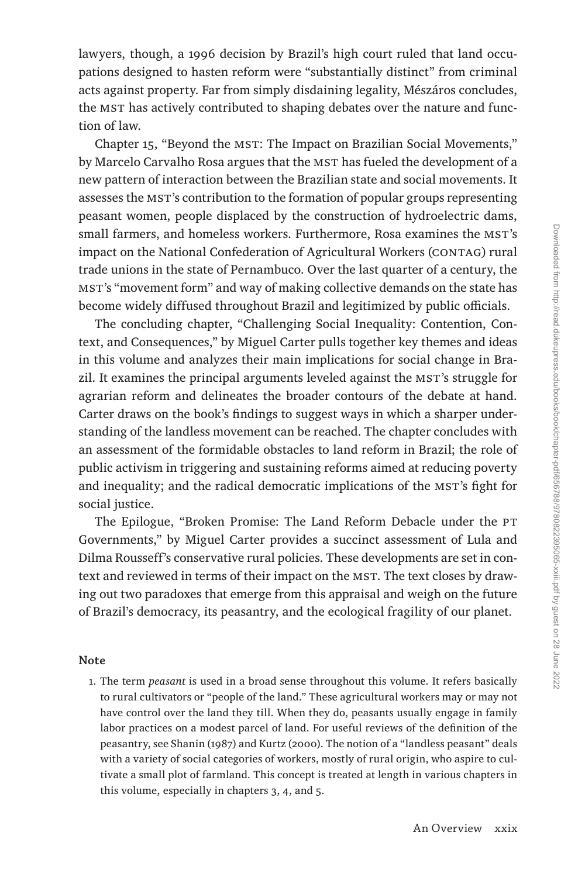lawyers, though, a 1996 decision by Brazil's high court ruled that land occupations designed to hasten reform were "substantially distinct" from criminal acts against property. Far from simply disdaining legality, Mészáros concludes, the MST has actively contributed to shaping debates over the nature and function of law.

Chapter 15, "Beyond the MST: The Impact on Brazilian Social Movements," by Marcelo Carvalho Rosa argues that the MST has fueled the development of a new pattern of interaction between the Brazilian state and social movements. It assesses the MST's contribution to the formation of popular groups representing peasant women, people displaced by the construction of hydroelectric dams, small farmers, and homeless workers. Furthermore, Rosa examines the MST's impact on the National Confederation of Agricultural Workers (CONTAG) rural trade unions in the state of Pernambuco. Over the last quarter of a century, the MST's "movement form" and way of making collective demands on the state has become widely diffused throughout Brazil and legitimized by public officials.

The concluding chapter, "Challenging Social Inequality: Contention, Context, and Consequences," by Miguel Carter pulls together key themes and ideas in this volume and analyzes their main implications for social change in Brazil. It examines the principal arguments leveled against the MST's struggle for agrarian reform and delineates the broader contours of the debate at hand. Carter draws on the book's findings to suggest ways in which a sharper understanding of the landless movement can be reached. The chapter concludes with an assessment of the formidable obstacles to land reform in Brazil; the role of public activism in triggering and sustaining reforms aimed at reducing poverty and inequality; and the radical democratic implications of the MST's fight for social justice.

The Epilogue, "Broken Promise: The Land Reform Debacle under the PT Governments," by Miguel Carter provides a succinct assessment of Lula and Dilma Rousseff's conservative rural policies. These developments are set in context and reviewed in terms of their impact on the MST. The text closes by drawing out two paradoxes that emerge from this appraisal and weigh on the future of Brazil's democracy, its peasantry, and the ecological fragility of our planet.

## Note

1. The term *peasant* is used in a broad sense throughout this volume. It refers basically to rural cultivators or "people of the land." These agricultural workers may or may not have control over the land they till. When they do, peasants usually engage in family labor practices on a modest parcel of land. For useful reviews of the definition of the peasantry, see Shanin (1987) and Kurtz (2000). The notion of a "landless peasant" deals with a variety of social categories of workers, mostly of rural origin, who aspire to cultivate a small plot of farmland. This concept is treated at length in various chapters in this volume, especially in chapters 3, 4, and 5.